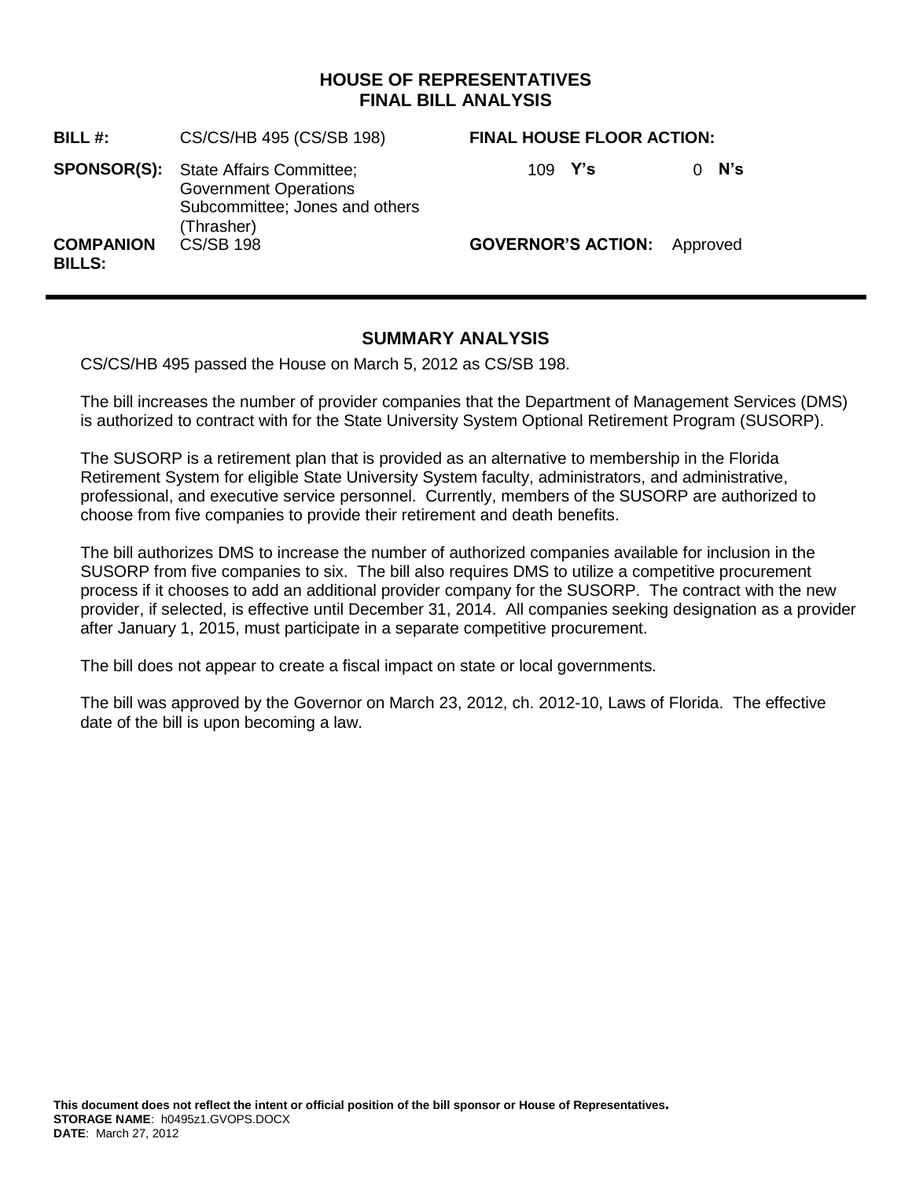# HOUSE OF REPRESENTATIVES
# FINAL BILL ANALYSIS

| | | | |
|---|---|---|---|
| **BILL #:** | CS/CS/HB 495 (CS/SB 198) | **FINAL HOUSE FLOOR ACTION:** | |
| **SPONSOR(S):** | State Affairs Committee; Government Operations Subcommittee; Jones and others (Thrasher) | 109 **Y's** | 0 **N's** |
| **COMPANION BILLS:** | CS/SB 198 | **GOVERNOR'S ACTION:** | Approved |

## SUMMARY ANALYSIS

CS/CS/HB 495 passed the House on March 5, 2012 as CS/SB 198.

The bill increases the number of provider companies that the Department of Management Services (DMS) is authorized to contract with for the State University System Optional Retirement Program (SUSORP).

The SUSORP is a retirement plan that is provided as an alternative to membership in the Florida Retirement System for eligible State University System faculty, administrators, and administrative, professional, and executive service personnel. Currently, members of the SUSORP are authorized to choose from five companies to provide their retirement and death benefits.

The bill authorizes DMS to increase the number of authorized companies available for inclusion in the SUSORP from five companies to six. The bill also requires DMS to utilize a competitive procurement process if it chooses to add an additional provider company for the SUSORP. The contract with the new provider, if selected, is effective until December 31, 2014. All companies seeking designation as a provider after January 1, 2015, must participate in a separate competitive procurement.

The bill does not appear to create a fiscal impact on state or local governments.

The bill was approved by the Governor on March 23, 2012, ch. 2012-10, Laws of Florida. The effective date of the bill is upon becoming a law.

**This document does not reflect the intent or official position of the bill sponsor or House of Representatives.**
**STORAGE NAME**: h0495z1.GVOPS.DOCX
**DATE**: March 27, 2012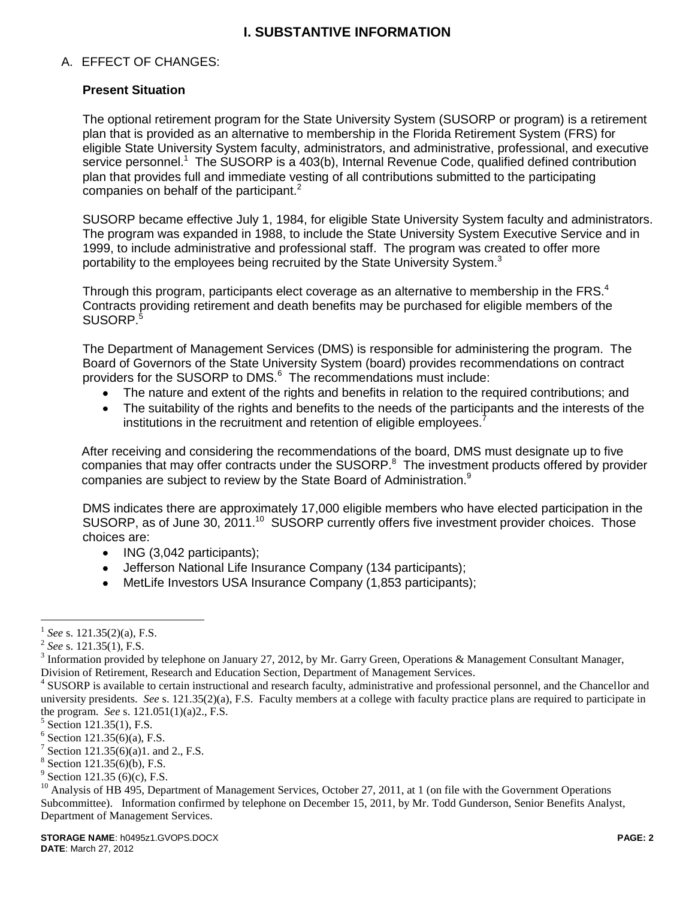# I. SUBSTANTIVE INFORMATION

## A. EFFECT OF CHANGES:

### Present Situation

The optional retirement program for the State University System (SUSORP or program) is a retirement plan that is provided as an alternative to membership in the Florida Retirement System (FRS) for eligible State University System faculty, administrators, and administrative, professional, and executive service personnel.[1] The SUSORP is a 403(b), Internal Revenue Code, qualified defined contribution plan that provides full and immediate vesting of all contributions submitted to the participating companies on behalf of the participant.[2]

SUSORP became effective July 1, 1984, for eligible State University System faculty and administrators. The program was expanded in 1988, to include the State University System Executive Service and in 1999, to include administrative and professional staff. The program was created to offer more portability to the employees being recruited by the State University System.[3]

Through this program, participants elect coverage as an alternative to membership in the FRS.[4] Contracts providing retirement and death benefits may be purchased for eligible members of the SUSORP.[5]

The Department of Management Services (DMS) is responsible for administering the program. The Board of Governors of the State University System (board) provides recommendations on contract providers for the SUSORP to DMS.[6] The recommendations must include:

- The nature and extent of the rights and benefits in relation to the required contributions; and
- The suitability of the rights and benefits to the needs of the participants and the interests of the institutions in the recruitment and retention of eligible employees.[7]

After receiving and considering the recommendations of the board, DMS must designate up to five companies that may offer contracts under the SUSORP.[8] The investment products offered by provider companies are subject to review by the State Board of Administration.[9]

DMS indicates there are approximately 17,000 eligible members who have elected participation in the SUSORP, as of June 30, 2011.[10] SUSORP currently offers five investment provider choices. Those choices are:

- ING (3,042 participants);
- Jefferson National Life Insurance Company (134 participants);
- MetLife Investors USA Insurance Company (1,853 participants);

---

[1] *See* s. 121.35(2)(a), F.S.

[2] *See* s. 121.35(1), F.S.

[3] Information provided by telephone on January 27, 2012, by Mr. Garry Green, Operations & Management Consultant Manager, Division of Retirement, Research and Education Section, Department of Management Services.

[4] SUSORP is available to certain instructional and research faculty, administrative and professional personnel, and the Chancellor and university presidents. *See* s. 121.35(2)(a), F.S. Faculty members at a college with faculty practice plans are required to participate in the program. *See* s. 121.051(1)(a)2., F.S.

[5] Section 121.35(1), F.S.

[6] Section 121.35(6)(a), F.S.

[7] Section 121.35(6)(a)1. and 2., F.S.

[8] Section 121.35(6)(b), F.S.

[9] Section 121.35 (6)(c), F.S.

[10] Analysis of HB 495, Department of Management Services, October 27, 2011, at 1 (on file with the Government Operations Subcommittee). Information confirmed by telephone on December 15, 2011, by Mr. Todd Gunderson, Senior Benefits Analyst, Department of Management Services.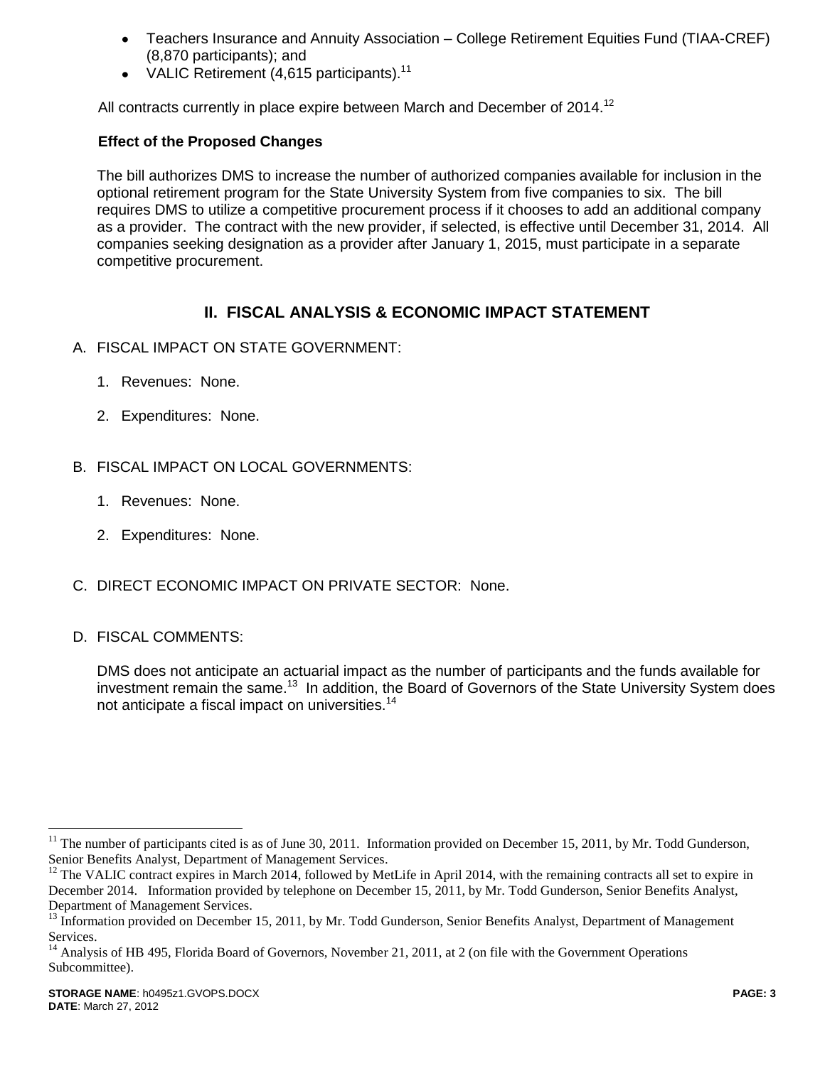- Teachers Insurance and Annuity Association – College Retirement Equities Fund (TIAA-CREF) (8,870 participants); and
- VALIC Retirement (4,615 participants).[11]

All contracts currently in place expire between March and December of 2014.[12]

**Effect of the Proposed Changes**

The bill authorizes DMS to increase the number of authorized companies available for inclusion in the optional retirement program for the State University System from five companies to six. The bill requires DMS to utilize a competitive procurement process if it chooses to add an additional company as a provider. The contract with the new provider, if selected, is effective until December 31, 2014. All companies seeking designation as a provider after January 1, 2015, must participate in a separate competitive procurement.

## II. FISCAL ANALYSIS & ECONOMIC IMPACT STATEMENT

A. FISCAL IMPACT ON STATE GOVERNMENT:

1. Revenues: None.
2. Expenditures: None.

B. FISCAL IMPACT ON LOCAL GOVERNMENTS:

1. Revenues: None.
2. Expenditures: None.

C. DIRECT ECONOMIC IMPACT ON PRIVATE SECTOR: None.

D. FISCAL COMMENTS:

DMS does not anticipate an actuarial impact as the number of participants and the funds available for investment remain the same.[13] In addition, the Board of Governors of the State University System does not anticipate a fiscal impact on universities.[14]

---

[11] The number of participants cited is as of June 30, 2011. Information provided on December 15, 2011, by Mr. Todd Gunderson, Senior Benefits Analyst, Department of Management Services.

[12] The VALIC contract expires in March 2014, followed by MetLife in April 2014, with the remaining contracts all set to expire in December 2014. Information provided by telephone on December 15, 2011, by Mr. Todd Gunderson, Senior Benefits Analyst, Department of Management Services.

[13] Information provided on December 15, 2011, by Mr. Todd Gunderson, Senior Benefits Analyst, Department of Management Services.

[14] Analysis of HB 495, Florida Board of Governors, November 21, 2011, at 2 (on file with the Government Operations Subcommittee).